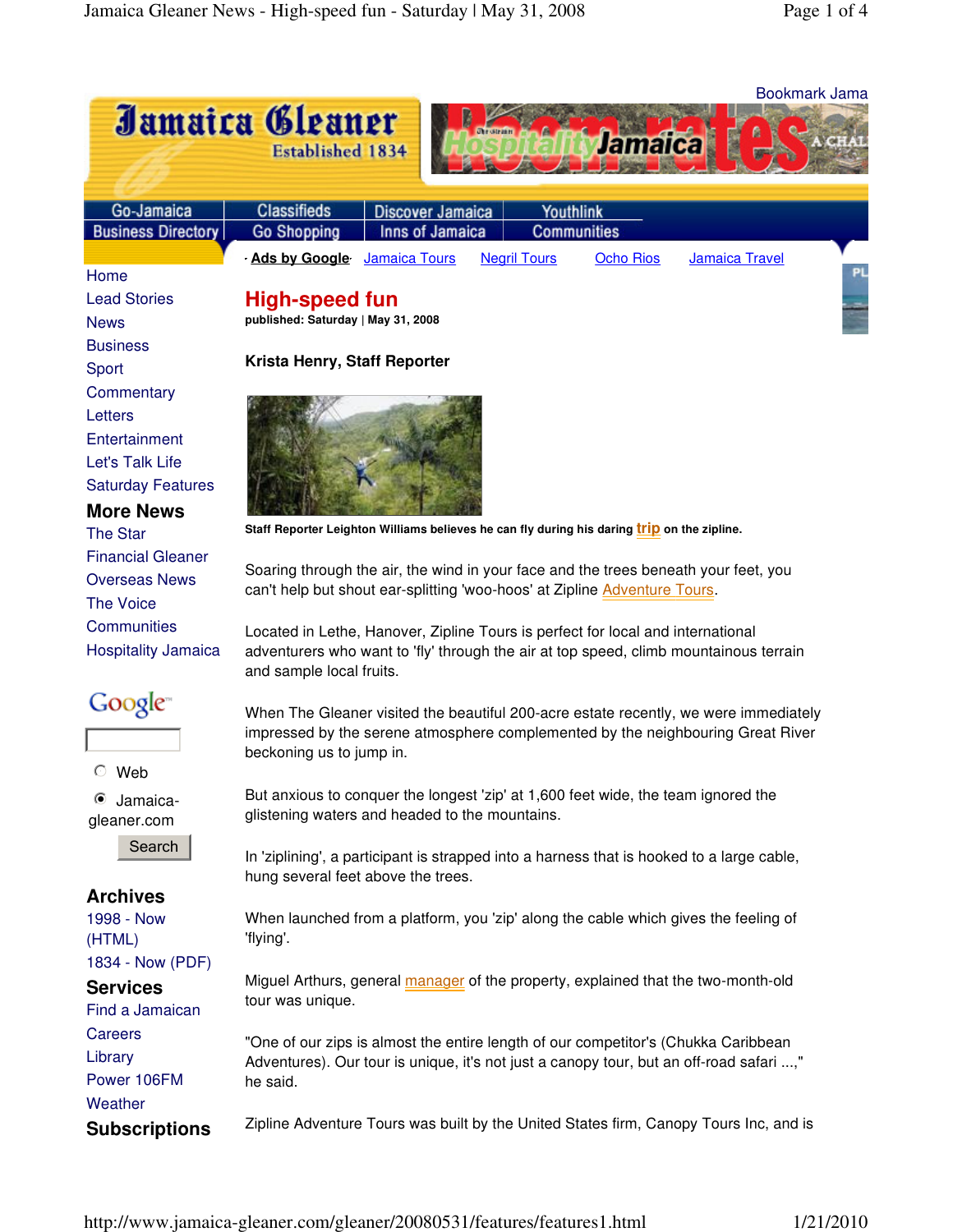# High-speed fun

**published: Saturday | May 31, 2008**

**Krista Henry, Staff Reporter**

**Staff Reporter Leighton Williams believes he can fly during his daring trip on the zipline.**

Soaring through the air, the wind in your face and the trees beneath your feet, you can't help but shout ear-splitting 'woo-hoos' at Zipline Adventure Tours.

Located in Lethe, Hanover, Zipline Tours is perfect for local and international adventurers who want to 'fly' through the air at top speed, climb mountainous terrain and sample local fruits.

When The Gleaner visited the beautiful 200-acre estate recently, we were immediately impressed by the serene atmosphere complemented by the neighbouring Great River beckoning us to jump in.

But anxious to conquer the longest 'zip' at 1,600 feet wide, the team ignored the glistening waters and headed to the mountains.

In 'ziplining', a participant is strapped into a harness that is hooked to a large cable, hung several feet above the trees.

When launched from a platform, you 'zip' along the cable which gives the feeling of 'flying'.

Miguel Arthurs, general manager of the property, explained that the two-month-old tour was unique.

"One of our zips is almost the entire length of our competitor's (Chukka Caribbean Adventures). Our tour is unique, it's not just a canopy tour, but an off-road safari ...," he said.

Zipline Adventure Tours was built by the United States firm, Canopy Tours Inc, and is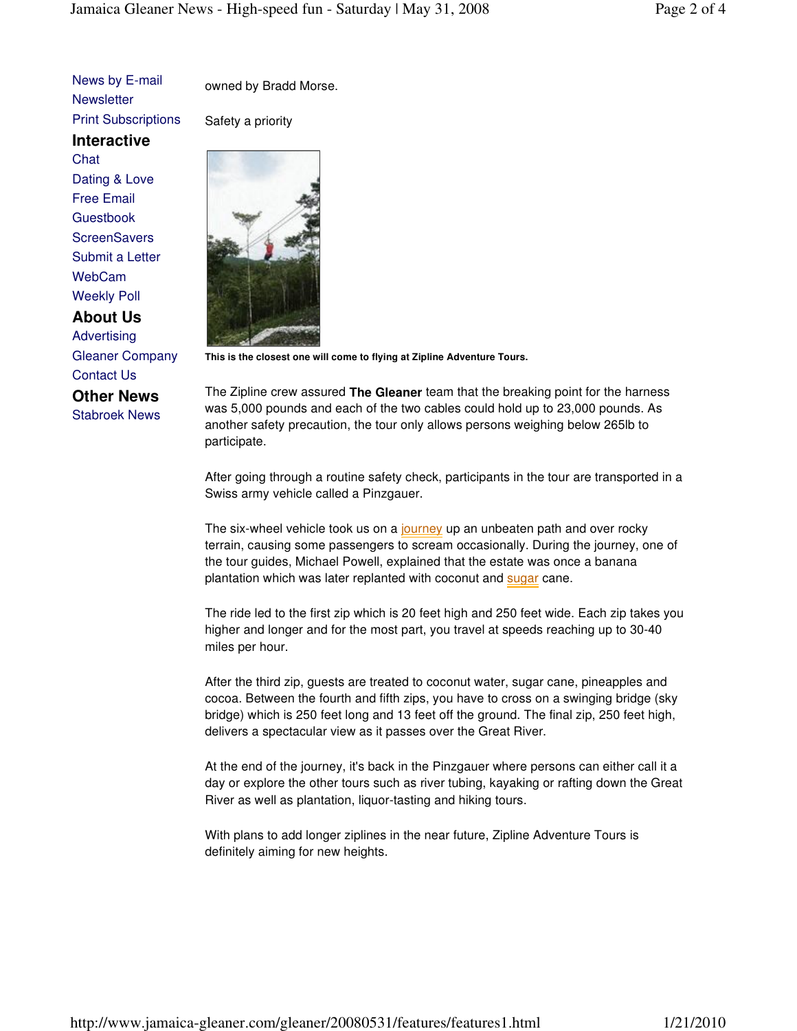owned by Bradd Morse.

Safety a priority

**This is the closest one will come to flying at Zipline Adventure Tours.**

The Zipline crew assured **The Gleaner** team that the breaking point for the harness was 5,000 pounds and each of the two cables could hold up to 23,000 pounds. As another safety precaution, the tour only allows persons weighing below 265lb to participate.

After going through a routine safety check, participants in the tour are transported in a Swiss army vehicle called a Pinzgauer.

The six-wheel vehicle took us on a journey up an unbeaten path and over rocky terrain, causing some passengers to scream occasionally. During the journey, one of the tour guides, Michael Powell, explained that the estate was once a banana plantation which was later replanted with coconut and sugar cane.

The ride led to the first zip which is 20 feet high and 250 feet wide. Each zip takes you higher and longer and for the most part, you travel at speeds reaching up to 30-40 miles per hour.

After the third zip, guests are treated to coconut water, sugar cane, pineapples and cocoa. Between the fourth and fifth zips, you have to cross on a swinging bridge (sky bridge) which is 250 feet long and 13 feet off the ground. The final zip, 250 feet high, delivers a spectacular view as it passes over the Great River.

At the end of the journey, it's back in the Pinzgauer where persons can either call it a day or explore the other tours such as river tubing, kayaking or rafting down the Great River as well as plantation, liquor-tasting and hiking tours.

With plans to add longer ziplines in the near future, Zipline Adventure Tours is definitely aiming for new heights.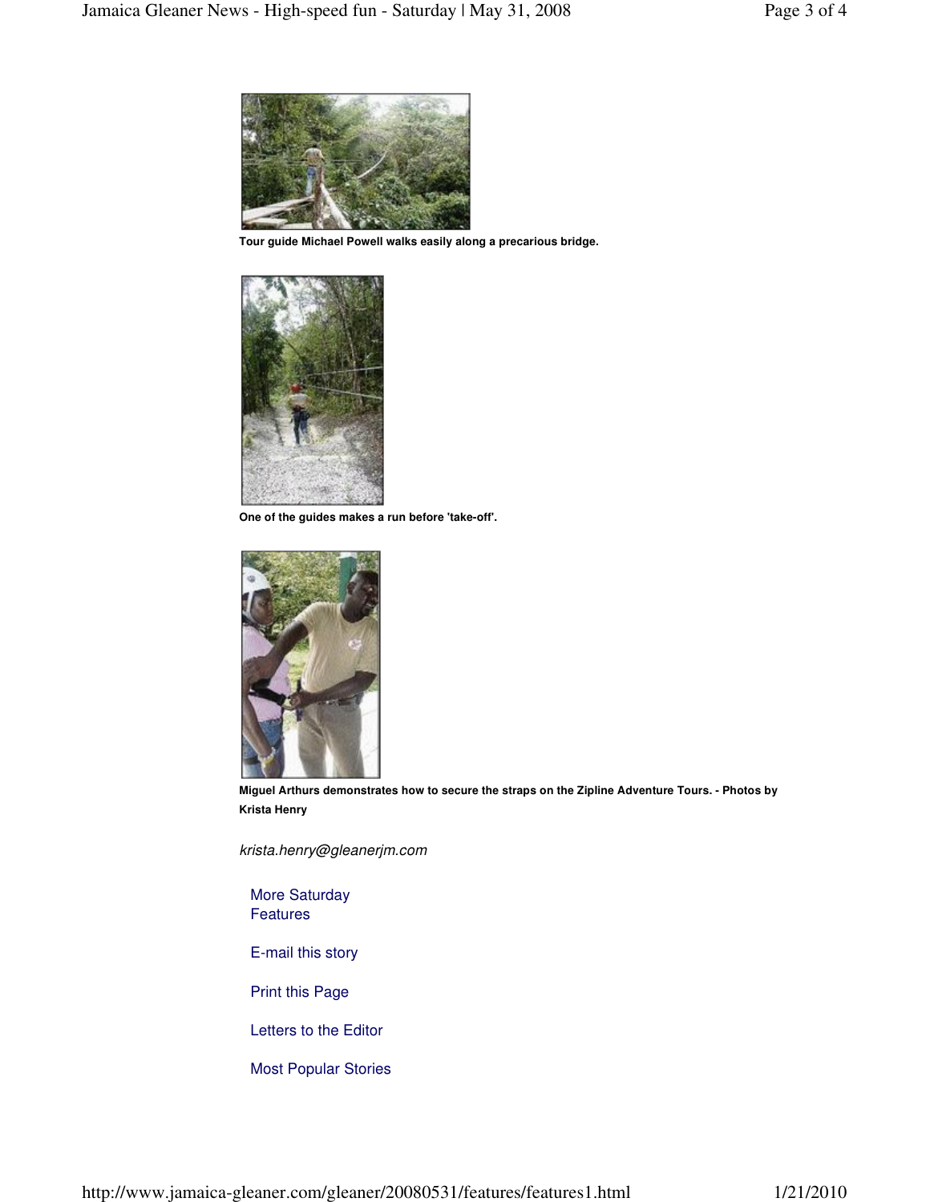**Tour guide Michael Powell walks easily along a precarious bridge.**

**One of the guides makes a run before 'take-off'.**

**Miguel Arthurs demonstrates how to secure the straps on the Zipline Adventure Tours. - Photos by Krista Henry**

*krista.henry@gleanerjm.com*

More Saturday Features

E-mail this story

Print this Page

Letters to the Editor

Most Popular Stories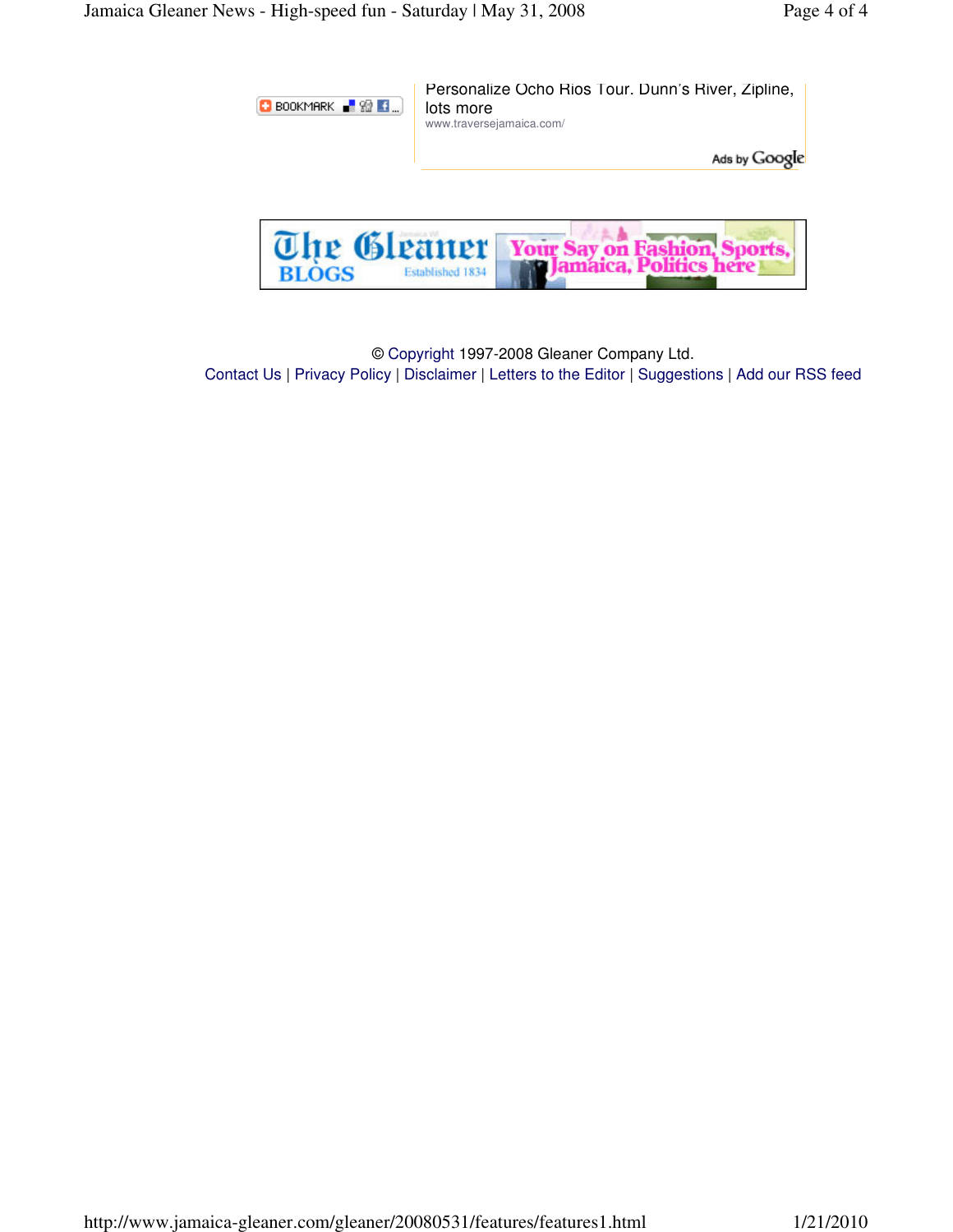BOOKMARK

Personalize Ocho Rios Tour. Dunn's River, Zipline, lots more
www.traversejamaica.com/

Ads by Google

The Gleaner BLOGS Established 1834 Your Say on Fashion, Sports, Jamaica, Politics here

© Copyright 1997-2008 Gleaner Company Ltd.
Contact Us | Privacy Policy | Disclaimer | Letters to the Editor | Suggestions | Add our RSS feed